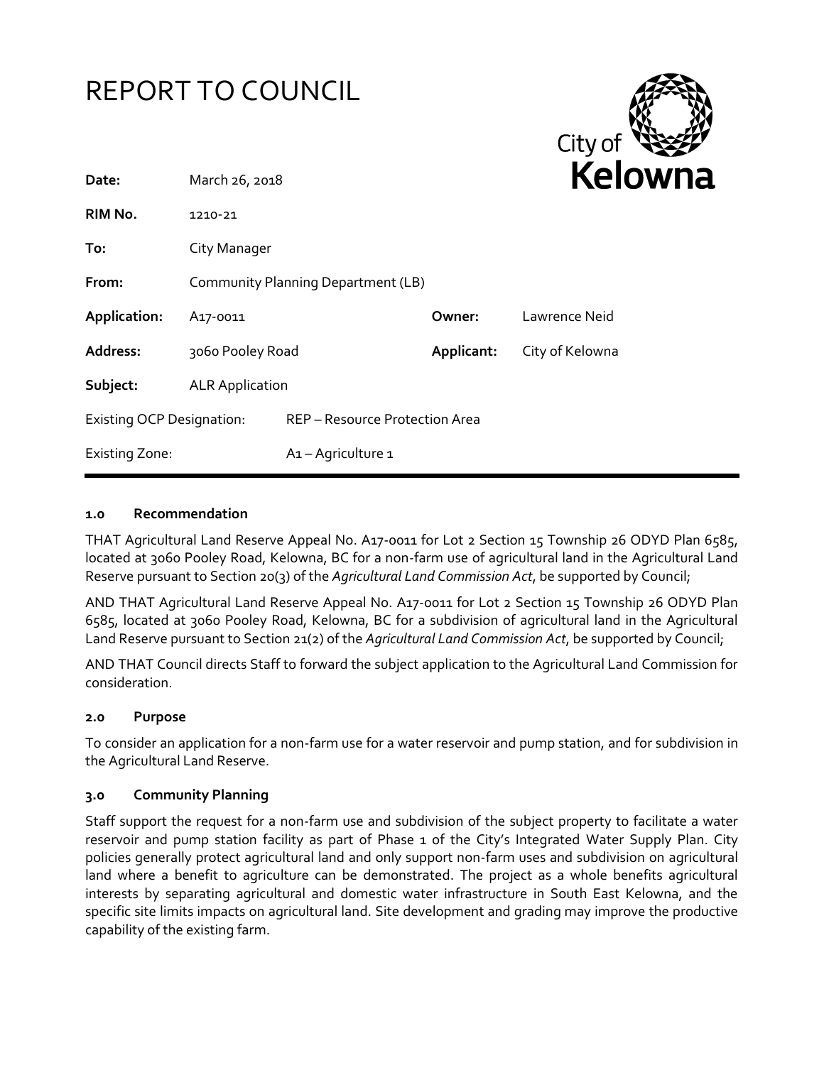# REPORT TO COUNCIL

City of Kelowna

| | | | |
|---|---|---|---|
| **Date:** | March 26, 2018 | | |
| **RIM No.** | 1210-21 | | |
| **To:** | City Manager | | |
| **From:** | Community Planning Department (LB) | | |
| **Application:** | A17-0011 | **Owner:** | Lawrence Neid |
| **Address:** | 3060 Pooley Road | **Applicant:** | City of Kelowna |
| **Subject:** | ALR Application | | |
| Existing OCP Designation: | REP – Resource Protection Area | | |
| Existing Zone: | A1 – Agriculture 1 | | |

## 1.0 Recommendation

THAT Agricultural Land Reserve Appeal No. A17-0011 for Lot 2 Section 15 Township 26 ODYD Plan 6585, located at 3060 Pooley Road, Kelowna, BC for a non-farm use of agricultural land in the Agricultural Land Reserve pursuant to Section 20(3) of the *Agricultural Land Commission Act*, be supported by Council;

AND THAT Agricultural Land Reserve Appeal No. A17-0011 for Lot 2 Section 15 Township 26 ODYD Plan 6585, located at 3060 Pooley Road, Kelowna, BC for a subdivision of agricultural land in the Agricultural Land Reserve pursuant to Section 21(2) of the *Agricultural Land Commission Act*, be supported by Council;

AND THAT Council directs Staff to forward the subject application to the Agricultural Land Commission for consideration.

## 2.0 Purpose

To consider an application for a non-farm use for a water reservoir and pump station, and for subdivision in the Agricultural Land Reserve.

## 3.0 Community Planning

Staff support the request for a non-farm use and subdivision of the subject property to facilitate a water reservoir and pump station facility as part of Phase 1 of the City's Integrated Water Supply Plan. City policies generally protect agricultural land and only support non-farm uses and subdivision on agricultural land where a benefit to agriculture can be demonstrated. The project as a whole benefits agricultural interests by separating agricultural and domestic water infrastructure in South East Kelowna, and the specific site limits impacts on agricultural land. Site development and grading may improve the productive capability of the existing farm.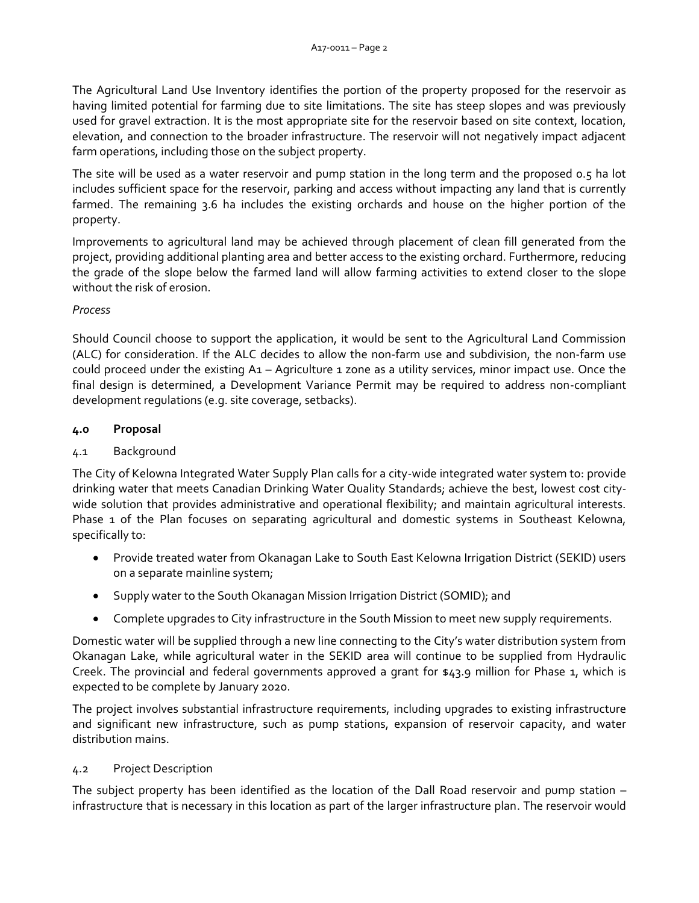The Agricultural Land Use Inventory identifies the portion of the property proposed for the reservoir as having limited potential for farming due to site limitations. The site has steep slopes and was previously used for gravel extraction. It is the most appropriate site for the reservoir based on site context, location, elevation, and connection to the broader infrastructure. The reservoir will not negatively impact adjacent farm operations, including those on the subject property.

The site will be used as a water reservoir and pump station in the long term and the proposed 0.5 ha lot includes sufficient space for the reservoir, parking and access without impacting any land that is currently farmed. The remaining 3.6 ha includes the existing orchards and house on the higher portion of the property.

Improvements to agricultural land may be achieved through placement of clean fill generated from the project, providing additional planting area and better access to the existing orchard. Furthermore, reducing the grade of the slope below the farmed land will allow farming activities to extend closer to the slope without the risk of erosion.

*Process*

Should Council choose to support the application, it would be sent to the Agricultural Land Commission (ALC) for consideration. If the ALC decides to allow the non-farm use and subdivision, the non-farm use could proceed under the existing A1 – Agriculture 1 zone as a utility services, minor impact use. Once the final design is determined, a Development Variance Permit may be required to address non-compliant development regulations (e.g. site coverage, setbacks).

## 4.0 Proposal

### 4.1 Background

The City of Kelowna Integrated Water Supply Plan calls for a city-wide integrated water system to: provide drinking water that meets Canadian Drinking Water Quality Standards; achieve the best, lowest cost city-wide solution that provides administrative and operational flexibility; and maintain agricultural interests. Phase 1 of the Plan focuses on separating agricultural and domestic systems in Southeast Kelowna, specifically to:

- Provide treated water from Okanagan Lake to South East Kelowna Irrigation District (SEKID) users on a separate mainline system;
- Supply water to the South Okanagan Mission Irrigation District (SOMID); and
- Complete upgrades to City infrastructure in the South Mission to meet new supply requirements.

Domestic water will be supplied through a new line connecting to the City's water distribution system from Okanagan Lake, while agricultural water in the SEKID area will continue to be supplied from Hydraulic Creek. The provincial and federal governments approved a grant for $43.9 million for Phase 1, which is expected to be complete by January 2020.

The project involves substantial infrastructure requirements, including upgrades to existing infrastructure and significant new infrastructure, such as pump stations, expansion of reservoir capacity, and water distribution mains.

### 4.2 Project Description

The subject property has been identified as the location of the Dall Road reservoir and pump station – infrastructure that is necessary in this location as part of the larger infrastructure plan. The reservoir would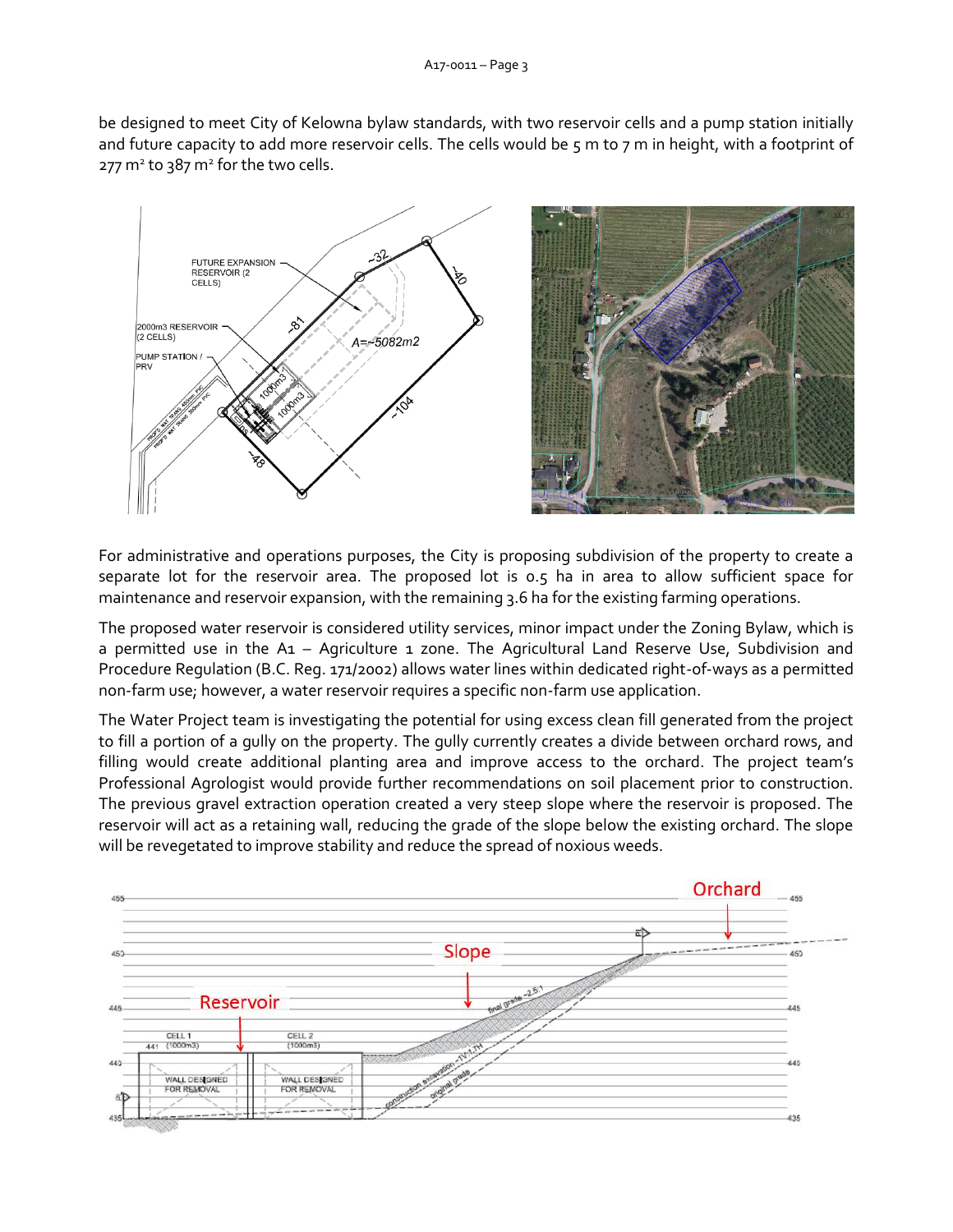be designed to meet City of Kelowna bylaw standards, with two reservoir cells and a pump station initially and future capacity to add more reservoir cells. The cells would be 5 m to 7 m in height, with a footprint of 277 m² to 387 m² for the two cells.

For administrative and operations purposes, the City is proposing subdivision of the property to create a separate lot for the reservoir area. The proposed lot is 0.5 ha in area to allow sufficient space for maintenance and reservoir expansion, with the remaining 3.6 ha for the existing farming operations.

The proposed water reservoir is considered utility services, minor impact under the Zoning Bylaw, which is a permitted use in the A1 – Agriculture 1 zone. The Agricultural Land Reserve Use, Subdivision and Procedure Regulation (B.C. Reg. 171/2002) allows water lines within dedicated right-of-ways as a permitted non-farm use; however, a water reservoir requires a specific non-farm use application.

The Water Project team is investigating the potential for using excess clean fill generated from the project to fill a portion of a gully on the property. The gully currently creates a divide between orchard rows, and filling would create additional planting area and improve access to the orchard. The project team's Professional Agrologist would provide further recommendations on soil placement prior to construction. The previous gravel extraction operation created a very steep slope where the reservoir is proposed. The reservoir will act as a retaining wall, reducing the grade of the slope below the existing orchard. The slope will be revegetated to improve stability and reduce the spread of noxious weeds.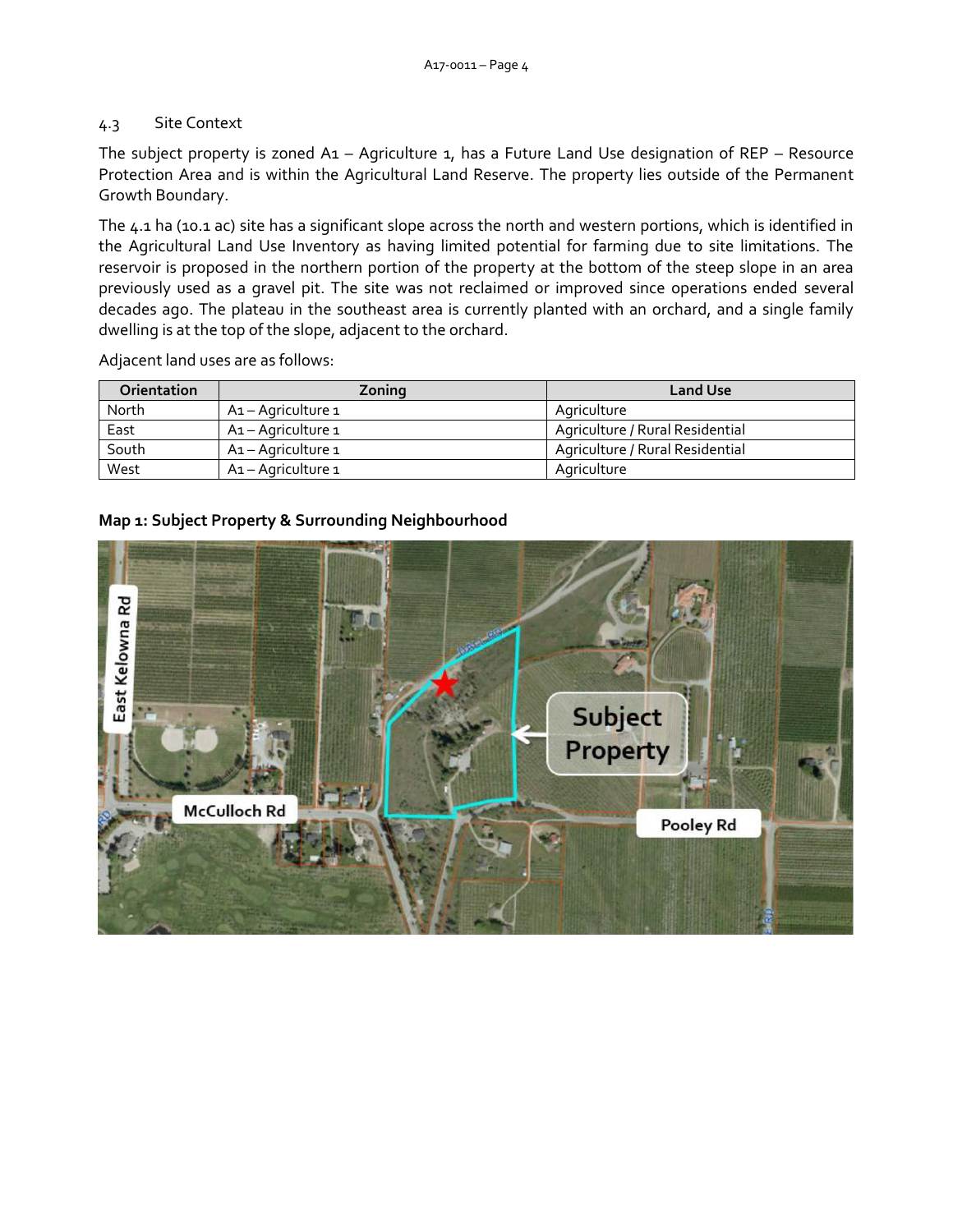### 4.3 Site Context

The subject property is zoned A1 – Agriculture 1, has a Future Land Use designation of REP – Resource Protection Area and is within the Agricultural Land Reserve. The property lies outside of the Permanent Growth Boundary.

The 4.1 ha (10.1 ac) site has a significant slope across the north and western portions, which is identified in the Agricultural Land Use Inventory as having limited potential for farming due to site limitations. The reservoir is proposed in the northern portion of the property at the bottom of the steep slope in an area previously used as a gravel pit. The site was not reclaimed or improved since operations ended several decades ago. The plateau in the southeast area is currently planted with an orchard, and a single family dwelling is at the top of the slope, adjacent to the orchard.

Adjacent land uses are as follows:

| Orientation | Zoning | Land Use |
|---|---|---|
| North | A1 – Agriculture 1 | Agriculture |
| East | A1 – Agriculture 1 | Agriculture / Rural Residential |
| South | A1 – Agriculture 1 | Agriculture / Rural Residential |
| West | A1 – Agriculture 1 | Agriculture |

**Map 1: Subject Property & Surrounding Neighbourhood**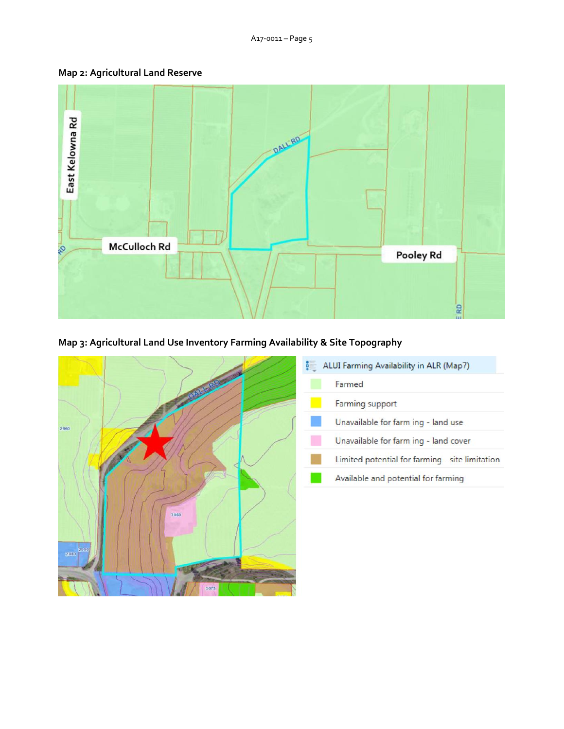**Map 2: Agricultural Land Reserve**

**Map 3: Agricultural Land Use Inventory Farming Availability & Site Topography**

| ALUI Farming Availability in ALR (Map7) |
|---|
| Farmed |
| Farming support |
| Unavailable for farming - land use |
| Unavailable for farming - land cover |
| Limited potential for farming - site limitation |
| Available and potential for farming |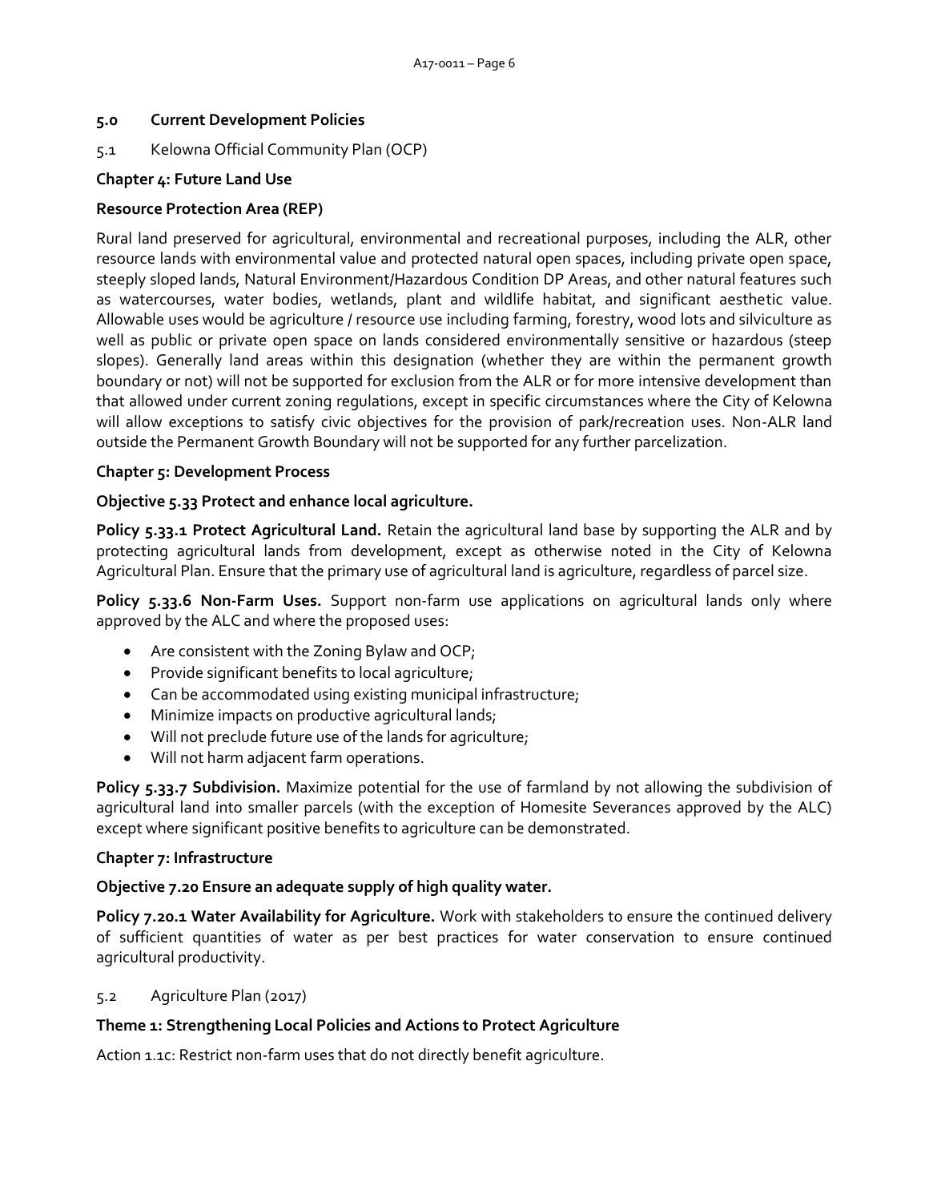## 5.0 Current Development Policies

5.1 Kelowna Official Community Plan (OCP)

### Chapter 4: Future Land Use

**Resource Protection Area (REP)**

Rural land preserved for agricultural, environmental and recreational purposes, including the ALR, other resource lands with environmental value and protected natural open spaces, including private open space, steeply sloped lands, Natural Environment/Hazardous Condition DP Areas, and other natural features such as watercourses, water bodies, wetlands, plant and wildlife habitat, and significant aesthetic value. Allowable uses would be agriculture / resource use including farming, forestry, wood lots and silviculture as well as public or private open space on lands considered environmentally sensitive or hazardous (steep slopes). Generally land areas within this designation (whether they are within the permanent growth boundary or not) will not be supported for exclusion from the ALR or for more intensive development than that allowed under current zoning regulations, except in specific circumstances where the City of Kelowna will allow exceptions to satisfy civic objectives for the provision of park/recreation uses. Non-ALR land outside the Permanent Growth Boundary will not be supported for any further parcelization.

### Chapter 5: Development Process

**Objective 5.33 Protect and enhance local agriculture.**

**Policy 5.33.1 Protect Agricultural Land.** Retain the agricultural land base by supporting the ALR and by protecting agricultural lands from development, except as otherwise noted in the City of Kelowna Agricultural Plan. Ensure that the primary use of agricultural land is agriculture, regardless of parcel size.

**Policy 5.33.6 Non-Farm Uses.** Support non-farm use applications on agricultural lands only where approved by the ALC and where the proposed uses:

- Are consistent with the Zoning Bylaw and OCP;
- Provide significant benefits to local agriculture;
- Can be accommodated using existing municipal infrastructure;
- Minimize impacts on productive agricultural lands;
- Will not preclude future use of the lands for agriculture;
- Will not harm adjacent farm operations.

**Policy 5.33.7 Subdivision.** Maximize potential for the use of farmland by not allowing the subdivision of agricultural land into smaller parcels (with the exception of Homesite Severances approved by the ALC) except where significant positive benefits to agriculture can be demonstrated.

### Chapter 7: Infrastructure

**Objective 7.20 Ensure an adequate supply of high quality water.**

**Policy 7.20.1 Water Availability for Agriculture.** Work with stakeholders to ensure the continued delivery of sufficient quantities of water as per best practices for water conservation to ensure continued agricultural productivity.

5.2 Agriculture Plan (2017)

**Theme 1: Strengthening Local Policies and Actions to Protect Agriculture**

Action 1.1c: Restrict non-farm uses that do not directly benefit agriculture.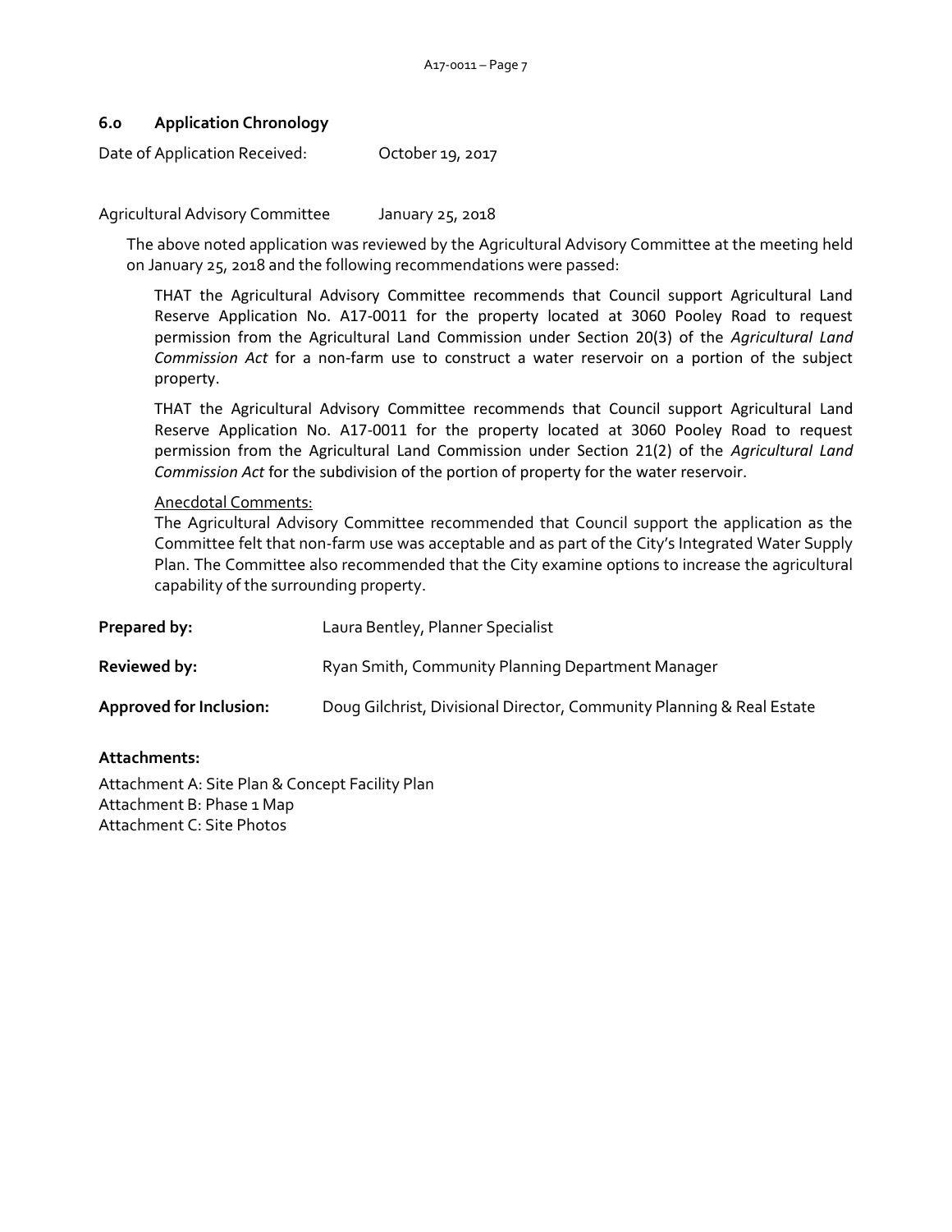## 6.0 Application Chronology

Date of Application Received: October 19, 2017

Agricultural Advisory Committee January 25, 2018

The above noted application was reviewed by the Agricultural Advisory Committee at the meeting held on January 25, 2018 and the following recommendations were passed:

THAT the Agricultural Advisory Committee recommends that Council support Agricultural Land Reserve Application No. A17-0011 for the property located at 3060 Pooley Road to request permission from the Agricultural Land Commission under Section 20(3) of the *Agricultural Land Commission Act* for a non-farm use to construct a water reservoir on a portion of the subject property.

THAT the Agricultural Advisory Committee recommends that Council support Agricultural Land Reserve Application No. A17-0011 for the property located at 3060 Pooley Road to request permission from the Agricultural Land Commission under Section 21(2) of the *Agricultural Land Commission Act* for the subdivision of the portion of property for the water reservoir.

Anecdotal Comments:

The Agricultural Advisory Committee recommended that Council support the application as the Committee felt that non-farm use was acceptable and as part of the City's Integrated Water Supply Plan. The Committee also recommended that the City examine options to increase the agricultural capability of the surrounding property.

**Prepared by:** Laura Bentley, Planner Specialist

**Reviewed by:** Ryan Smith, Community Planning Department Manager

**Approved for Inclusion:** Doug Gilchrist, Divisional Director, Community Planning & Real Estate

**Attachments:**

Attachment A: Site Plan & Concept Facility Plan
Attachment B: Phase 1 Map
Attachment C: Site Photos